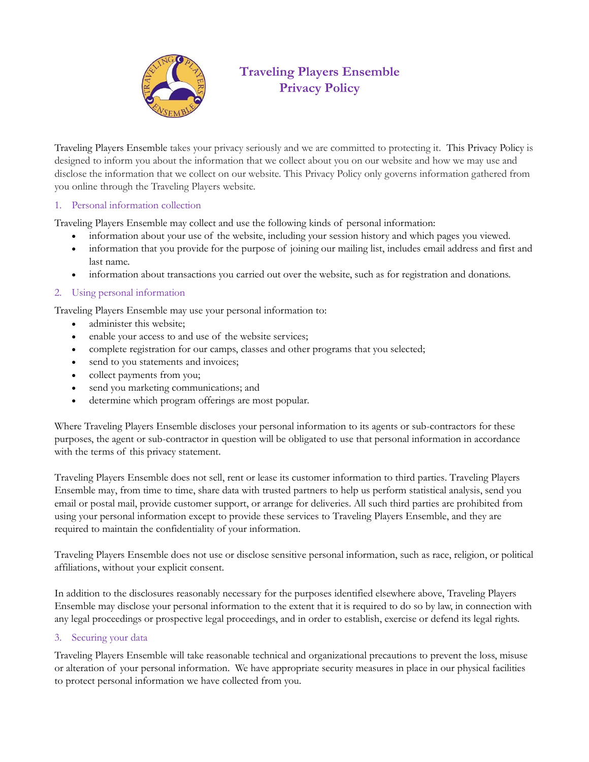# Traveling Players Ensemble Privacy Policy

Traveling Players Ensemble takes your privacy seriously and we are committed to protecting it. This Privacy Policy is designed to inform you about the information that we collect about you on our website and how we may use and disclose the information that we collect on our website. This Privacy Policy only governs information gathered from you online through the Traveling Players website.

## 1. Personal information collection

Traveling Players Ensemble may collect and use the following kinds of personal information:

- information about your use of the website, including your session history and which pages you viewed.
- information that you provide for the purpose of joining our mailing list, includes email address and first and last name.
- information about transactions you carried out over the website, such as for registration and donations.

## 2. Using personal information

Traveling Players Ensemble may use your personal information to:

- administer this website;
- enable your access to and use of the website services;
- complete registration for our camps, classes and other programs that you selected;
- send to you statements and invoices;
- collect payments from you;
- send you marketing communications; and
- determine which program offerings are most popular.

Where Traveling Players Ensemble discloses your personal information to its agents or sub-contractors for these purposes, the agent or sub-contractor in question will be obligated to use that personal information in accordance with the terms of this privacy statement.

Traveling Players Ensemble does not sell, rent or lease its customer information to third parties. Traveling Players Ensemble may, from time to time, share data with trusted partners to help us perform statistical analysis, send you email or postal mail, provide customer support, or arrange for deliveries. All such third parties are prohibited from using your personal information except to provide these services to Traveling Players Ensemble, and they are required to maintain the confidentiality of your information.

Traveling Players Ensemble does not use or disclose sensitive personal information, such as race, religion, or political affiliations, without your explicit consent.

In addition to the disclosures reasonably necessary for the purposes identified elsewhere above, Traveling Players Ensemble may disclose your personal information to the extent that it is required to do so by law, in connection with any legal proceedings or prospective legal proceedings, and in order to establish, exercise or defend its legal rights.

## 3. Securing your data

Traveling Players Ensemble will take reasonable technical and organizational precautions to prevent the loss, misuse or alteration of your personal information. We have appropriate security measures in place in our physical facilities to protect personal information we have collected from you.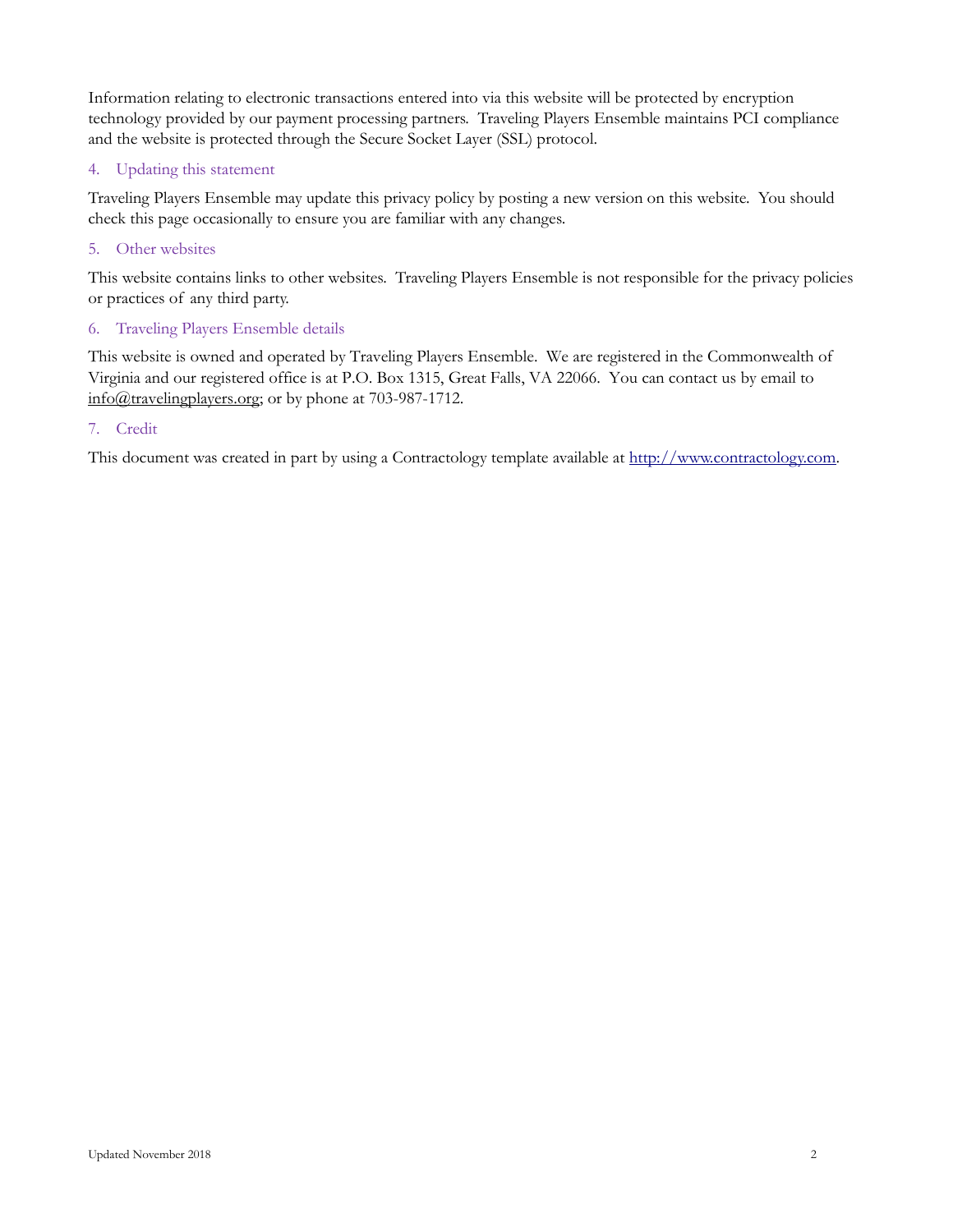Information relating to electronic transactions entered into via this website will be protected by encryption technology provided by our payment processing partners. Traveling Players Ensemble maintains PCI compliance and the website is protected through the Secure Socket Layer (SSL) protocol.

## 4. Updating this statement

Traveling Players Ensemble may update this privacy policy by posting a new version on this website. You should check this page occasionally to ensure you are familiar with any changes.

## 5. Other websites

This website contains links to other websites. Traveling Players Ensemble is not responsible for the privacy policies or practices of any third party.

## 6. Traveling Players Ensemble details

This website is owned and operated by Traveling Players Ensemble. We are registered in the Commonwealth of Virginia and our registered office is at P.O. Box 1315, Great Falls, VA 22066. You can contact us by email to info@travelingplayers.org; or by phone at 703-987-1712.

## 7. Credit

This document was created in part by using a Contractology template available at http://www.contractology.com.

Updated November 2018